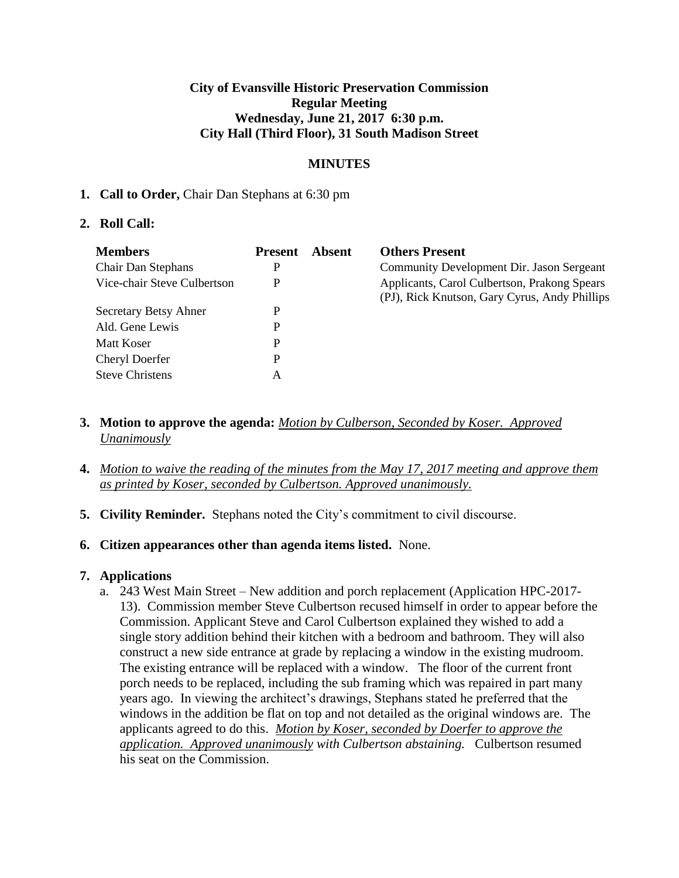**City of Evansville Historic Preservation Commission**
**Regular Meeting**
**Wednesday, June 21, 2017 6:30 p.m.**
**City Hall (Third Floor), 31 South Madison Street**

**MINUTES**

1. **Call to Order,** Chair Dan Stephans at 6:30 pm

2. **Roll Call:**

| Members | Present | Absent | Others Present |
|---|---|---|---|
| Chair Dan Stephans | P | | Community Development Dir. Jason Sergeant |
| Vice-chair Steve Culbertson | P | | Applicants, Carol Culbertson, Prakong Spears (PJ), Rick Knutson, Gary Cyrus, Andy Phillips |
| Secretary Betsy Ahner | P | | |
| Ald. Gene Lewis | P | | |
| Matt Koser | P | | |
| Cheryl Doerfer | P | | |
| Steve Christens | A | | |

3. **Motion to approve the agenda:** _Motion by Culberson, Seconded by Koser. Approved Unanimously_

4. _Motion to waive the reading of the minutes from the May 17, 2017 meeting and approve them as printed by Koser, seconded by Culbertson. Approved unanimously._

5. **Civility Reminder.** Stephans noted the City's commitment to civil discourse.

6. **Citizen appearances other than agenda items listed.** None.

7. **Applications**
   a. 243 West Main Street – New addition and porch replacement (Application HPC-2017-13). Commission member Steve Culbertson recused himself in order to appear before the Commission. Applicant Steve and Carol Culbertson explained they wished to add a single story addition behind their kitchen with a bedroom and bathroom. They will also construct a new side entrance at grade by replacing a window in the existing mudroom. The existing entrance will be replaced with a window. The floor of the current front porch needs to be replaced, including the sub framing which was repaired in part many years ago. In viewing the architect's drawings, Stephans stated he preferred that the windows in the addition be flat on top and not detailed as the original windows are. The applicants agreed to do this. _Motion by Koser, seconded by Doerfer to approve the application. Approved unanimously with Culbertson abstaining._ Culbertson resumed his seat on the Commission.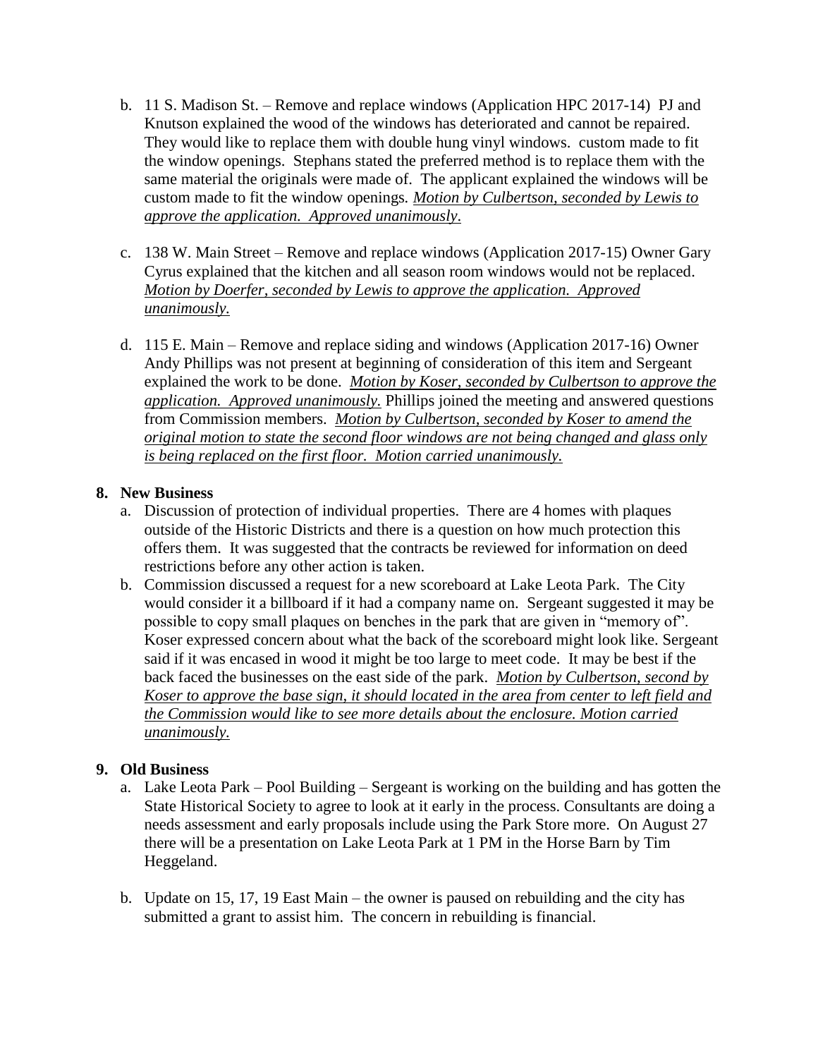b. 11 S. Madison St. – Remove and replace windows (Application HPC 2017-14) PJ and Knutson explained the wood of the windows has deteriorated and cannot be repaired. They would like to replace them with double hung vinyl windows. custom made to fit the window openings. Stephans stated the preferred method is to replace them with the same material the originals were made of. The applicant explained the windows will be custom made to fit the window openings. *Motion by Culbertson, seconded by Lewis to approve the application. Approved unanimously*.

c. 138 W. Main Street – Remove and replace windows (Application 2017-15) Owner Gary Cyrus explained that the kitchen and all season room windows would not be replaced. *Motion by Doerfer, seconded by Lewis to approve the application. Approved unanimously.*

d. 115 E. Main – Remove and replace siding and windows (Application 2017-16) Owner Andy Phillips was not present at beginning of consideration of this item and Sergeant explained the work to be done. *Motion by Koser, seconded by Culbertson to approve the application. Approved unanimously.* Phillips joined the meeting and answered questions from Commission members. *Motion by Culbertson, seconded by Koser to amend the original motion to state the second floor windows are not being changed and glass only is being replaced on the first floor. Motion carried unanimously.*

**8. New Business**

a. Discussion of protection of individual properties. There are 4 homes with plaques outside of the Historic Districts and there is a question on how much protection this offers them. It was suggested that the contracts be reviewed for information on deed restrictions before any other action is taken.

b. Commission discussed a request for a new scoreboard at Lake Leota Park. The City would consider it a billboard if it had a company name on. Sergeant suggested it may be possible to copy small plaques on benches in the park that are given in "memory of". Koser expressed concern about what the back of the scoreboard might look like. Sergeant said if it was encased in wood it might be too large to meet code. It may be best if the back faced the businesses on the east side of the park. *Motion by Culbertson, second by Koser to approve the base sign, it should located in the area from center to left field and the Commission would like to see more details about the enclosure. Motion carried unanimously.*

**9. Old Business**

a. Lake Leota Park – Pool Building – Sergeant is working on the building and has gotten the State Historical Society to agree to look at it early in the process. Consultants are doing a needs assessment and early proposals include using the Park Store more. On August 27 there will be a presentation on Lake Leota Park at 1 PM in the Horse Barn by Tim Heggeland.

b. Update on 15, 17, 19 East Main – the owner is paused on rebuilding and the city has submitted a grant to assist him. The concern in rebuilding is financial.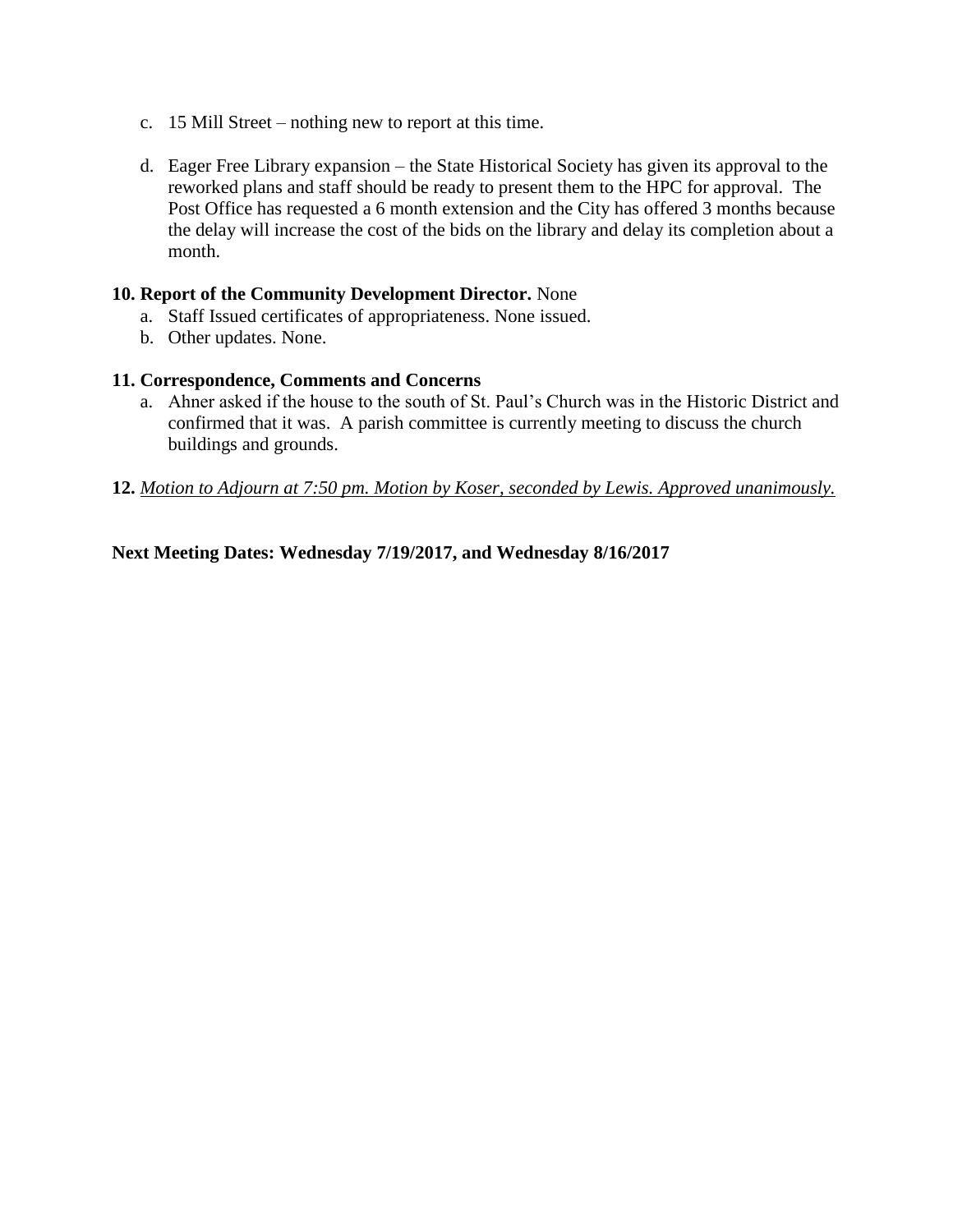c. 15 Mill Street – nothing new to report at this time.

d. Eager Free Library expansion – the State Historical Society has given its approval to the reworked plans and staff should be ready to present them to the HPC for approval. The Post Office has requested a 6 month extension and the City has offered 3 months because the delay will increase the cost of the bids on the library and delay its completion about a month.

**10. Report of the Community Development Director.** None

a. Staff Issued certificates of appropriateness. None issued.
b. Other updates. None.

**11. Correspondence, Comments and Concerns**

a. Ahner asked if the house to the south of St. Paul's Church was in the Historic District and confirmed that it was. A parish committee is currently meeting to discuss the church buildings and grounds.

**12.** *Motion to Adjourn at 7:50 pm. Motion by Koser, seconded by Lewis. Approved unanimously.*

**Next Meeting Dates: Wednesday 7/19/2017, and Wednesday 8/16/2017**